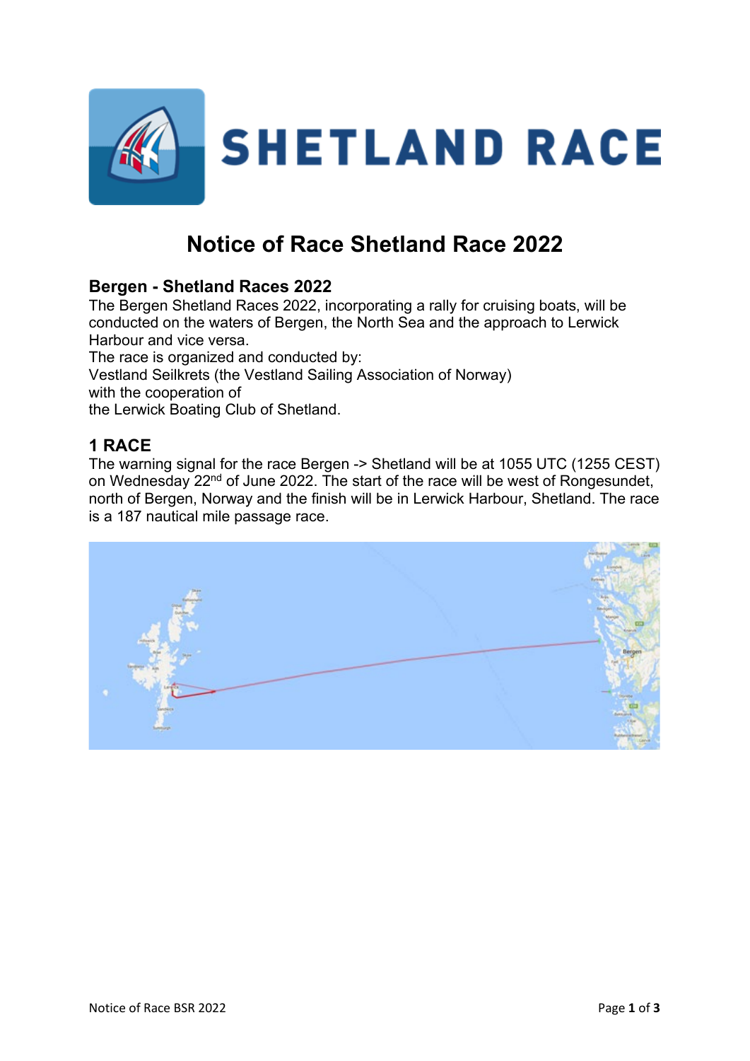# Notice of Race Shetland Race 2022

## Bergen - Shetland Races 2022

The Bergen Shetland Races 2022, incorporating a rally for cruising boats, will be conducted on the waters of Bergen, the North Sea and the approach to Lerwick Harbour and vice versa.

The race is organized and conducted by:
Vestland Seilkrets (the Vestland Sailing Association of Norway)
with the cooperation of
the Lerwick Boating Club of Shetland.

## 1 RACE

The warning signal for the race Bergen -> Shetland will be at 1055 UTC (1255 CEST) on Wednesday 22nd of June 2022. The start of the race will be west of Rongesundet, north of Bergen, Norway and the finish will be in Lerwick Harbour, Shetland. The race is a 187 nautical mile passage race.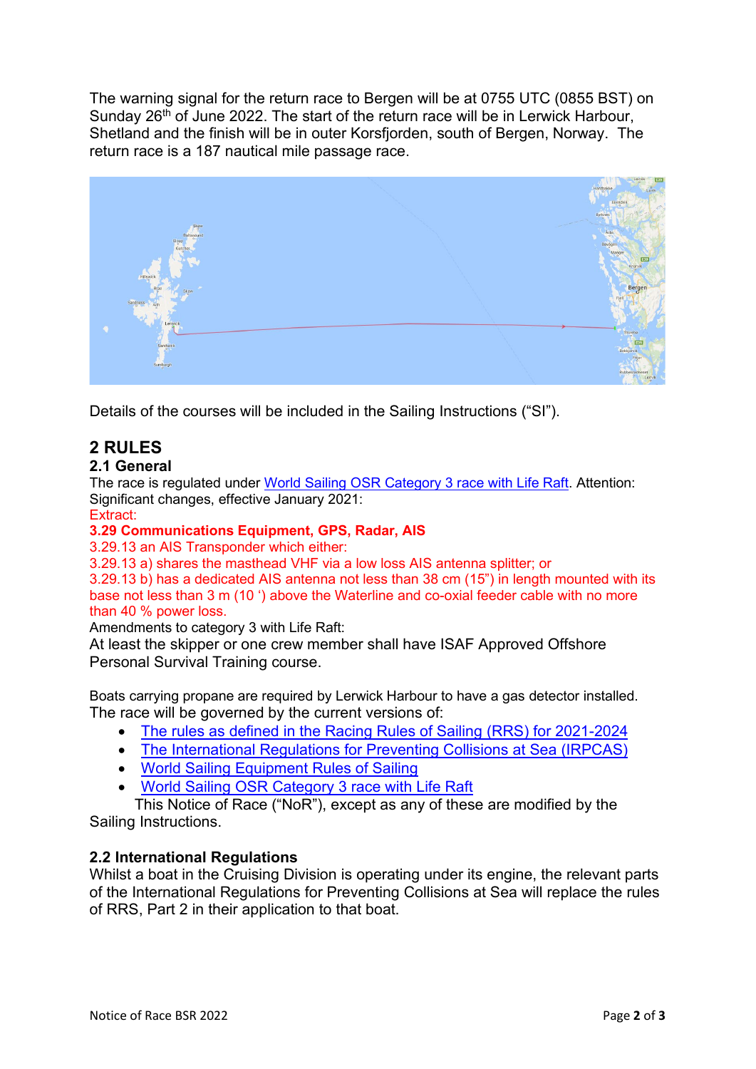The warning signal for the return race to Bergen will be at 0755 UTC (0855 BST) on Sunday 26th of June 2022. The start of the return race will be in Lerwick Harbour, Shetland and the finish will be in outer Korsfjorden, south of Bergen, Norway. The return race is a 187 nautical mile passage race.

Details of the courses will be included in the Sailing Instructions ("SI").

## 2 RULES

### 2.1 General

The race is regulated under World Sailing OSR Category 3 race with Life Raft. Attention: Significant changes, effective January 2021:

Extract:

**3.29 Communications Equipment, GPS, Radar, AIS**

3.29.13 an AIS Transponder which either:

3.29.13 a) shares the masthead VHF via a low loss AIS antenna splitter; or

3.29.13 b) has a dedicated AIS antenna not less than 38 cm (15") in length mounted with its base not less than 3 m (10 ') above the Waterline and co-oxial feeder cable with no more than 40 % power loss.

Amendments to category 3 with Life Raft:

At least the skipper or one crew member shall have ISAF Approved Offshore Personal Survival Training course.

Boats carrying propane are required by Lerwick Harbour to have a gas detector installed.
The race will be governed by the current versions of:

- The rules as defined in the Racing Rules of Sailing (RRS) for 2021-2024
- The International Regulations for Preventing Collisions at Sea (IRPCAS)
- World Sailing Equipment Rules of Sailing
- World Sailing OSR Category 3 race with Life Raft

This Notice of Race ("NoR"), except as any of these are modified by the Sailing Instructions.

### 2.2 International Regulations

Whilst a boat in the Cruising Division is operating under its engine, the relevant parts of the International Regulations for Preventing Collisions at Sea will replace the rules of RRS, Part 2 in their application to that boat.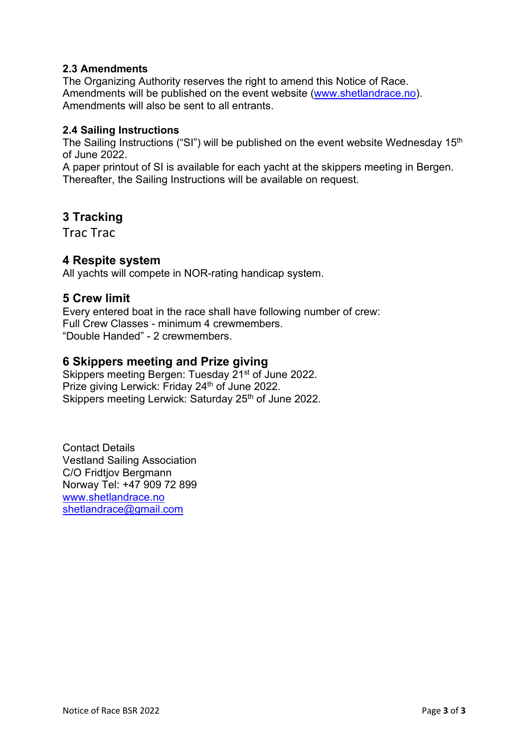### 2.3 Amendments

The Organizing Authority reserves the right to amend this Notice of Race.
Amendments will be published on the event website (www.shetlandrace.no).
Amendments will also be sent to all entrants.

### 2.4 Sailing Instructions

The Sailing Instructions ("SI") will be published on the event website Wednesday 15th of June 2022.
A paper printout of SI is available for each yacht at the skippers meeting in Bergen.
Thereafter, the Sailing Instructions will be available on request.

## 3 Tracking

Trac Trac

## 4 Respite system

All yachts will compete in NOR-rating handicap system.

## 5 Crew limit

Every entered boat in the race shall have following number of crew:
Full Crew Classes - minimum 4 crewmembers.
"Double Handed" - 2 crewmembers.

## 6 Skippers meeting and Prize giving

Skippers meeting Bergen: Tuesday 21st of June 2022.
Prize giving Lerwick: Friday 24th of June 2022.
Skippers meeting Lerwick: Saturday 25th of June 2022.

Contact Details
Vestland Sailing Association
C/O Fridtjov Bergmann
Norway Tel: +47 909 72 899
www.shetlandrace.no
shetlandrace@gmail.com